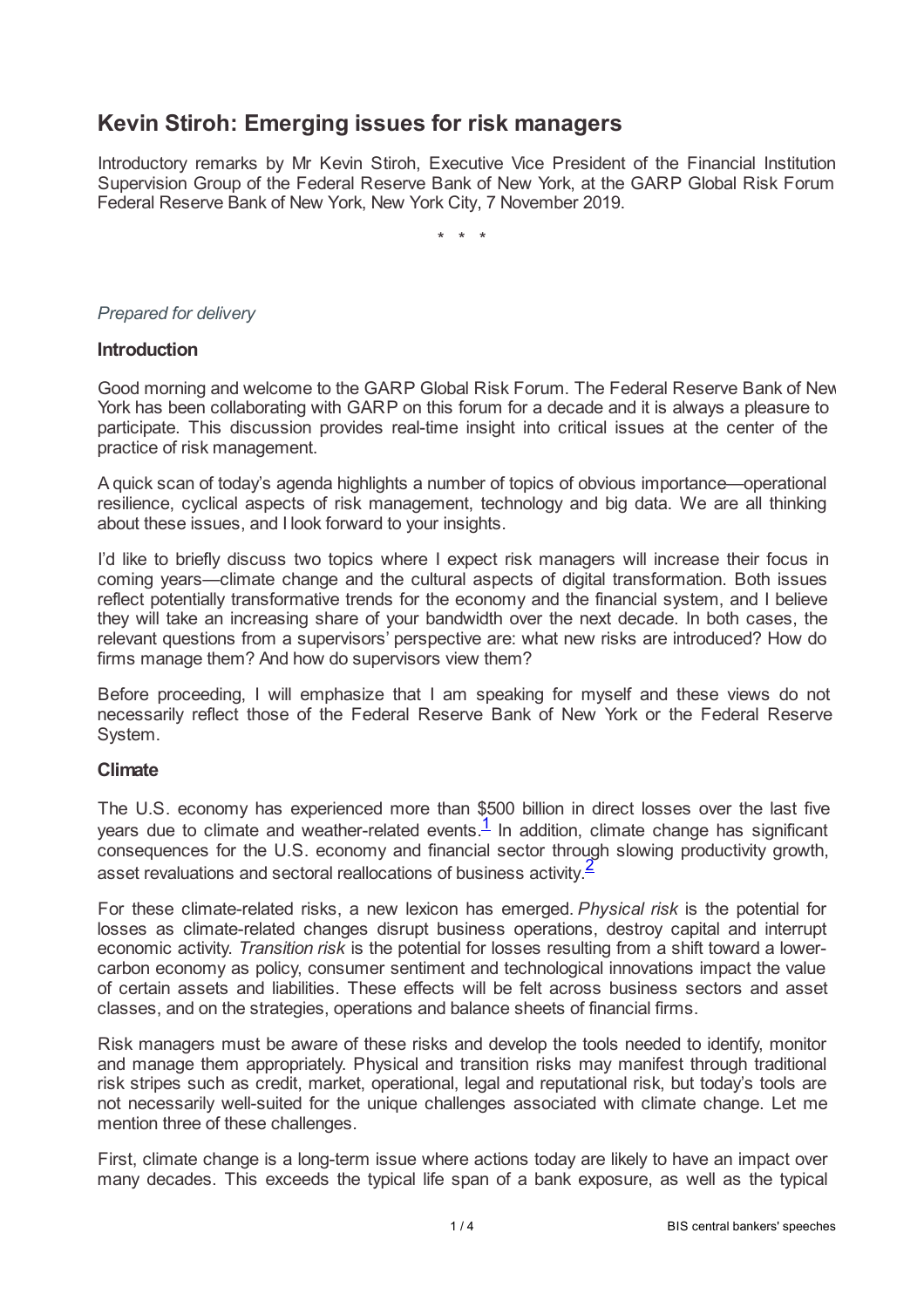# Kevin Stiroh: Emerging issues for risk managers

Introductory remarks by Mr Kevin Stiroh, Executive Vice President of the Financial Institution Supervision Group of the Federal Reserve Bank of New York, at the GARP Global Risk Forum Federal Reserve Bank of New York, New York City, 7 November 2019.

\* \* \*

*Prepared for delivery*

## Introduction

Good morning and welcome to the GARP Global Risk Forum. The Federal Reserve Bank of New York has been collaborating with GARP on this forum for a decade and it is always a pleasure to participate. This discussion provides real-time insight into critical issues at the center of the practice of risk management.

A quick scan of today's agenda highlights a number of topics of obvious importance—operational resilience, cyclical aspects of risk management, technology and big data. We are all thinking about these issues, and I look forward to your insights.

I'd like to briefly discuss two topics where I expect risk managers will increase their focus in coming years—climate change and the cultural aspects of digital transformation. Both issues reflect potentially transformative trends for the economy and the financial system, and I believe they will take an increasing share of your bandwidth over the next decade. In both cases, the relevant questions from a supervisors' perspective are: what new risks are introduced? How do firms manage them? And how do supervisors view them?

Before proceeding, I will emphasize that I am speaking for myself and these views do not necessarily reflect those of the Federal Reserve Bank of New York or the Federal Reserve System.

## Climate

The U.S. economy has experienced more than $500 billion in direct losses over the last five years due to climate and weather-related events.[1] In addition, climate change has significant consequences for the U.S. economy and financial sector through slowing productivity growth, asset revaluations and sectoral reallocations of business activity.[2]

For these climate-related risks, a new lexicon has emerged. *Physical risk* is the potential for losses as climate-related changes disrupt business operations, destroy capital and interrupt economic activity. *Transition risk* is the potential for losses resulting from a shift toward a lower-carbon economy as policy, consumer sentiment and technological innovations impact the value of certain assets and liabilities. These effects will be felt across business sectors and asset classes, and on the strategies, operations and balance sheets of financial firms.

Risk managers must be aware of these risks and develop the tools needed to identify, monitor and manage them appropriately. Physical and transition risks may manifest through traditional risk stripes such as credit, market, operational, legal and reputational risk, but today's tools are not necessarily well-suited for the unique challenges associated with climate change. Let me mention three of these challenges.

First, climate change is a long-term issue where actions today are likely to have an impact over many decades. This exceeds the typical life span of a bank exposure, as well as the typical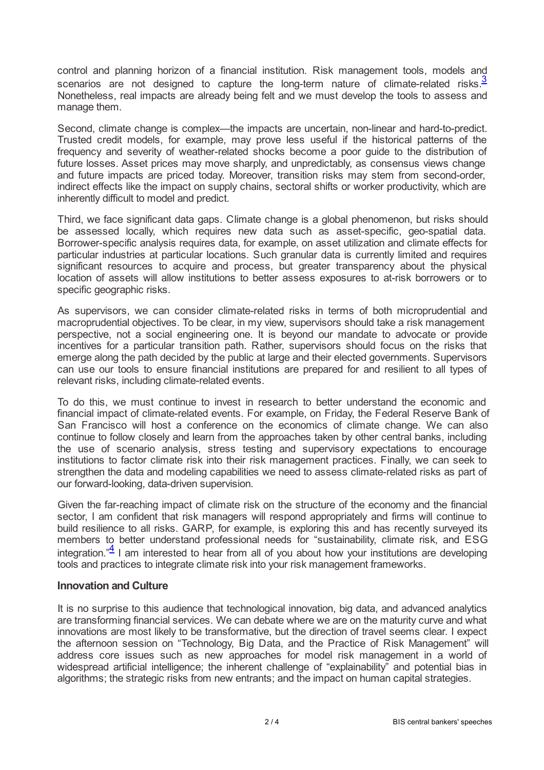control and planning horizon of a financial institution. Risk management tools, models and scenarios are not designed to capture the long-term nature of climate-related risks.[3] Nonetheless, real impacts are already being felt and we must develop the tools to assess and manage them.

Second, climate change is complex—the impacts are uncertain, non-linear and hard-to-predict. Trusted credit models, for example, may prove less useful if the historical patterns of the frequency and severity of weather-related shocks become a poor guide to the distribution of future losses. Asset prices may move sharply, and unpredictably, as consensus views change and future impacts are priced today. Moreover, transition risks may stem from second-order, indirect effects like the impact on supply chains, sectoral shifts or worker productivity, which are inherently difficult to model and predict.

Third, we face significant data gaps. Climate change is a global phenomenon, but risks should be assessed locally, which requires new data such as asset-specific, geo-spatial data. Borrower-specific analysis requires data, for example, on asset utilization and climate effects for particular industries at particular locations. Such granular data is currently limited and requires significant resources to acquire and process, but greater transparency about the physical location of assets will allow institutions to better assess exposures to at-risk borrowers or to specific geographic risks.

As supervisors, we can consider climate-related risks in terms of both microprudential and macroprudential objectives. To be clear, in my view, supervisors should take a risk management perspective, not a social engineering one. It is beyond our mandate to advocate or provide incentives for a particular transition path. Rather, supervisors should focus on the risks that emerge along the path decided by the public at large and their elected governments. Supervisors can use our tools to ensure financial institutions are prepared for and resilient to all types of relevant risks, including climate-related events.

To do this, we must continue to invest in research to better understand the economic and financial impact of climate-related events. For example, on Friday, the Federal Reserve Bank of San Francisco will host a conference on the economics of climate change. We can also continue to follow closely and learn from the approaches taken by other central banks, including the use of scenario analysis, stress testing and supervisory expectations to encourage institutions to factor climate risk into their risk management practices. Finally, we can seek to strengthen the data and modeling capabilities we need to assess climate-related risks as part of our forward-looking, data-driven supervision.

Given the far-reaching impact of climate risk on the structure of the economy and the financial sector, I am confident that risk managers will respond appropriately and firms will continue to build resilience to all risks. GARP, for example, is exploring this and has recently surveyed its members to better understand professional needs for "sustainability, climate risk, and ESG integration."[4] I am interested to hear from all of you about how your institutions are developing tools and practices to integrate climate risk into your risk management frameworks.

## Innovation and Culture

It is no surprise to this audience that technological innovation, big data, and advanced analytics are transforming financial services. We can debate where we are on the maturity curve and what innovations are most likely to be transformative, but the direction of travel seems clear. I expect the afternoon session on "Technology, Big Data, and the Practice of Risk Management" will address core issues such as new approaches for model risk management in a world of widespread artificial intelligence; the inherent challenge of "explainability" and potential bias in algorithms; the strategic risks from new entrants; and the impact on human capital strategies.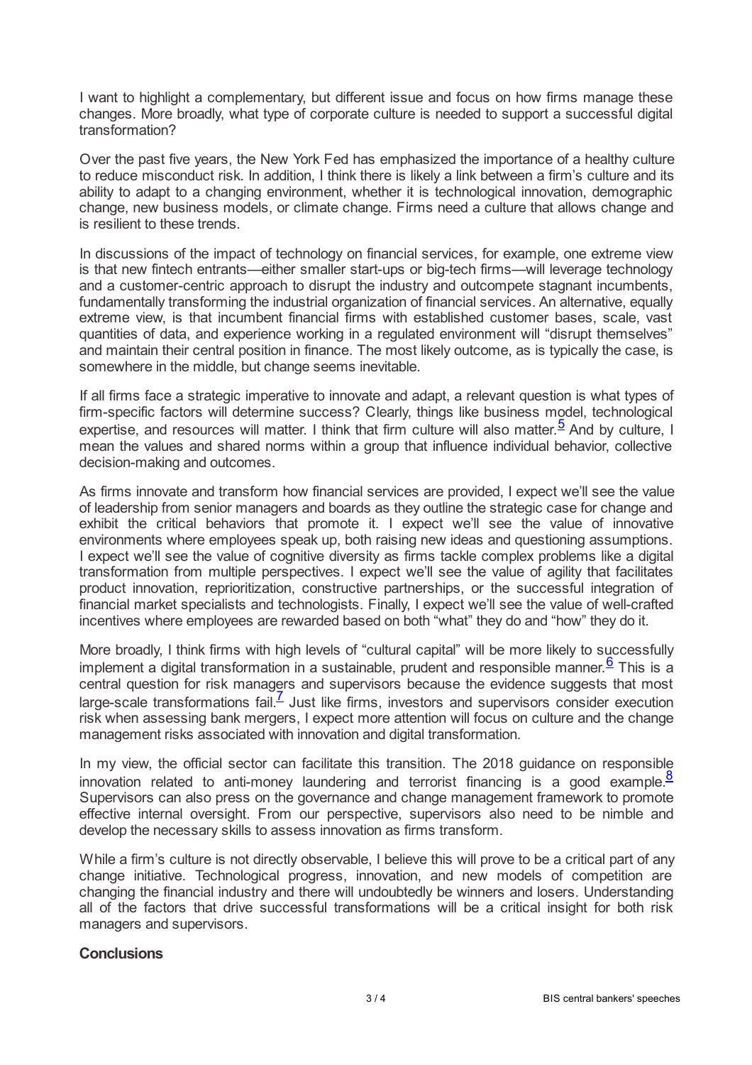I want to highlight a complementary, but different issue and focus on how firms manage these changes. More broadly, what type of corporate culture is needed to support a successful digital transformation?

Over the past five years, the New York Fed has emphasized the importance of a healthy culture to reduce misconduct risk. In addition, I think there is likely a link between a firm's culture and its ability to adapt to a changing environment, whether it is technological innovation, demographic change, new business models, or climate change. Firms need a culture that allows change and is resilient to these trends.

In discussions of the impact of technology on financial services, for example, one extreme view is that new fintech entrants—either smaller start-ups or big-tech firms—will leverage technology and a customer-centric approach to disrupt the industry and outcompete stagnant incumbents, fundamentally transforming the industrial organization of financial services. An alternative, equally extreme view, is that incumbent financial firms with established customer bases, scale, vast quantities of data, and experience working in a regulated environment will "disrupt themselves" and maintain their central position in finance. The most likely outcome, as is typically the case, is somewhere in the middle, but change seems inevitable.

If all firms face a strategic imperative to innovate and adapt, a relevant question is what types of firm-specific factors will determine success? Clearly, things like business model, technological expertise, and resources will matter. I think that firm culture will also matter.[5] And by culture, I mean the values and shared norms within a group that influence individual behavior, collective decision-making and outcomes.

As firms innovate and transform how financial services are provided, I expect we'll see the value of leadership from senior managers and boards as they outline the strategic case for change and exhibit the critical behaviors that promote it. I expect we'll see the value of innovative environments where employees speak up, both raising new ideas and questioning assumptions. I expect we'll see the value of cognitive diversity as firms tackle complex problems like a digital transformation from multiple perspectives. I expect we'll see the value of agility that facilitates product innovation, reprioritization, constructive partnerships, or the successful integration of financial market specialists and technologists. Finally, I expect we'll see the value of well-crafted incentives where employees are rewarded based on both "what" they do and "how" they do it.

More broadly, I think firms with high levels of "cultural capital" will be more likely to successfully implement a digital transformation in a sustainable, prudent and responsible manner.[6] This is a central question for risk managers and supervisors because the evidence suggests that most large-scale transformations fail.[7] Just like firms, investors and supervisors consider execution risk when assessing bank mergers, I expect more attention will focus on culture and the change management risks associated with innovation and digital transformation.

In my view, the official sector can facilitate this transition. The 2018 guidance on responsible innovation related to anti-money laundering and terrorist financing is a good example.[8] Supervisors can also press on the governance and change management framework to promote effective internal oversight. From our perspective, supervisors also need to be nimble and develop the necessary skills to assess innovation as firms transform.

While a firm's culture is not directly observable, I believe this will prove to be a critical part of any change initiative. Technological progress, innovation, and new models of competition are changing the financial industry and there will undoubtedly be winners and losers. Understanding all of the factors that drive successful transformations will be a critical insight for both risk managers and supervisors.

## Conclusions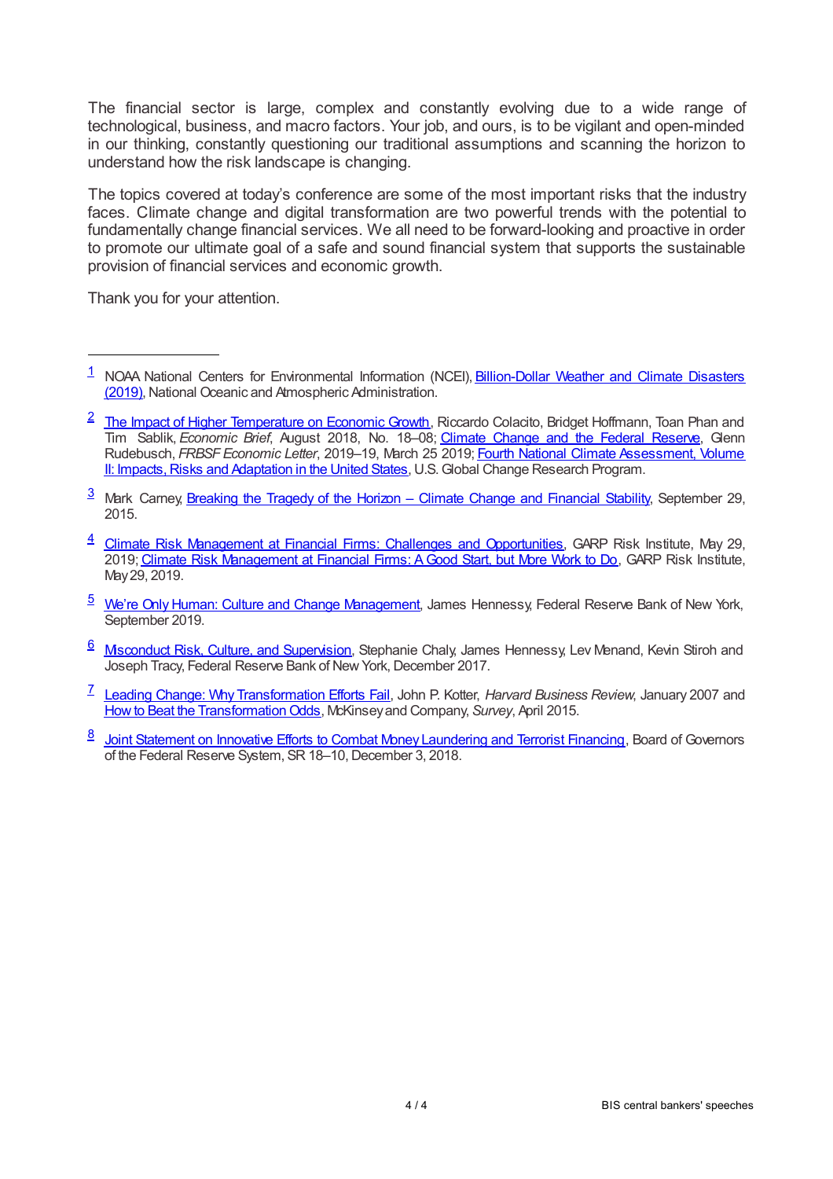The financial sector is large, complex and constantly evolving due to a wide range of technological, business, and macro factors. Your job, and ours, is to be vigilant and open-minded in our thinking, constantly questioning our traditional assumptions and scanning the horizon to understand how the risk landscape is changing.

The topics covered at today's conference are some of the most important risks that the industry faces. Climate change and digital transformation are two powerful trends with the potential to fundamentally change financial services. We all need to be forward-looking and proactive in order to promote our ultimate goal of a safe and sound financial system that supports the sustainable provision of financial services and economic growth.

Thank you for your attention.

---

[1] NOAA National Centers for Environmental Information (NCEI), Billion-Dollar Weather and Climate Disasters (2019), National Oceanic and Atmospheric Administration.

[2] The Impact of Higher Temperature on Economic Growth, Riccardo Colacito, Bridget Hoffmann, Toan Phan and Tim Sablik, *Economic Brief*, August 2018, No. 18–08; Climate Change and the Federal Reserve, Glenn Rudebusch, *FRBSF Economic Letter*, 2019–19, March 25 2019; Fourth National Climate Assessment, Volume II: Impacts, Risks and Adaptation in the United States, U.S. Global Change Research Program.

[3] Mark Carney, Breaking the Tragedy of the Horizon – Climate Change and Financial Stability, September 29, 2015.

[4] Climate Risk Management at Financial Firms: Challenges and Opportunities, GARP Risk Institute, May 29, 2019; Climate Risk Management at Financial Firms: A Good Start, but More Work to Do, GARP Risk Institute, May 29, 2019.

[5] We're Only Human: Culture and Change Management, James Hennessy, Federal Reserve Bank of New York, September 2019.

[6] Misconduct Risk, Culture, and Supervision, Stephanie Chaly, James Hennessy, Lev Menand, Kevin Stiroh and Joseph Tracy, Federal Reserve Bank of New York, December 2017.

[7] Leading Change: Why Transformation Efforts Fail, John P. Kotter, *Harvard Business Review*, January 2007 and How to Beat the Transformation Odds, McKinsey and Company, *Survey*, April 2015.

[8] Joint Statement on Innovative Efforts to Combat Money Laundering and Terrorist Financing, Board of Governors of the Federal Reserve System, SR 18–10, December 3, 2018.